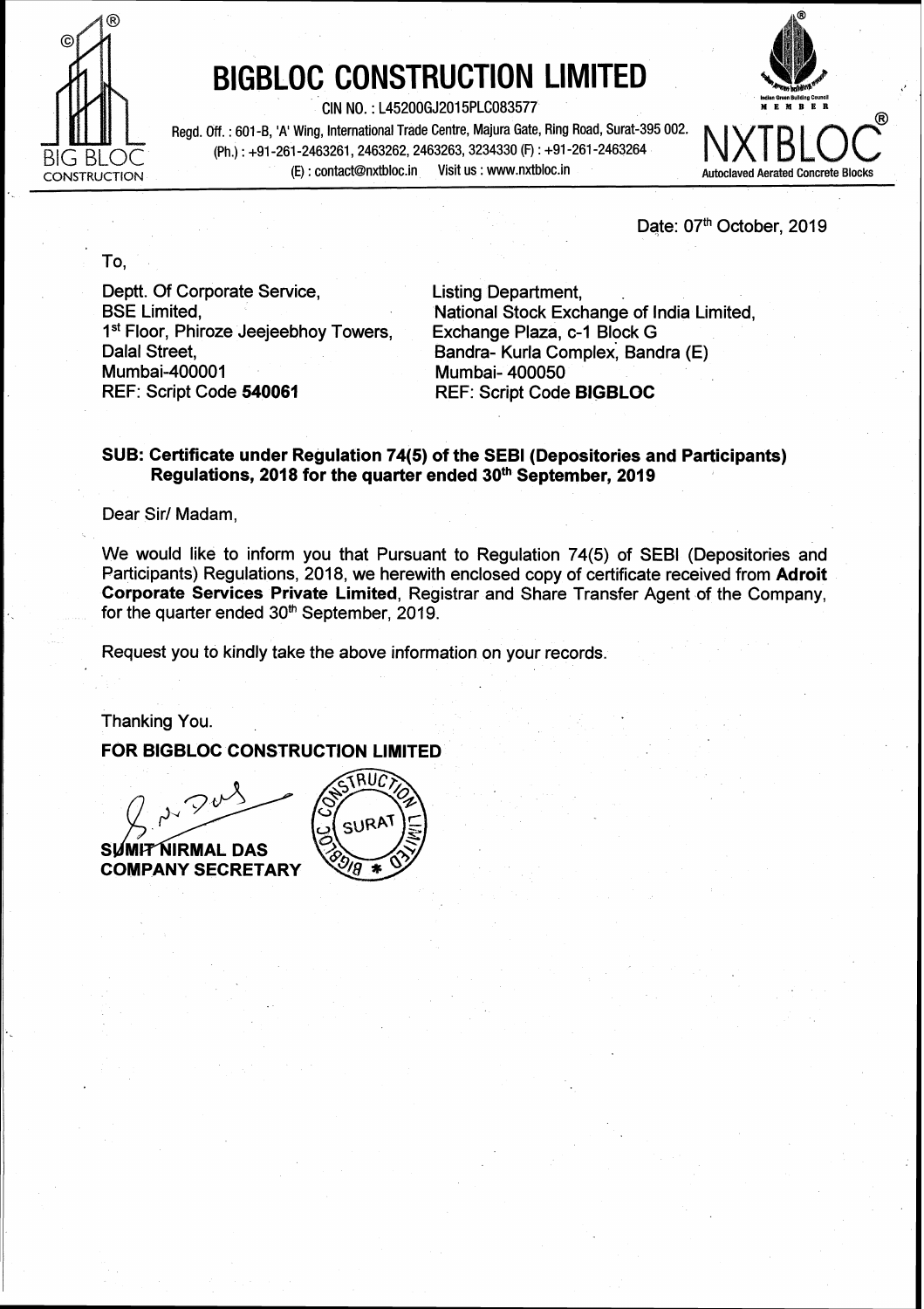# BIGBLOC CONSTRUCTION LIMITED

CIN NO. : L45200GJ2015PLC083577

Regd. Off. : 601-B, 'A' Wing, International Trade Centre, Majura Gate, Ring Road, Surat-395 002.
(Ph.) : +91-261-2463261, 2463262, 2463263, 3234330 (F) : +91-261-2463264
(E) : contact@nxtbloc.in Visit us : www.nxtbloc.in

NXTBLOC® Autoclaved Aerated Concrete Blocks

Date: 07th October, 2019

To,

Deptt. Of Corporate Service,
BSE Limited,
1st Floor, Phiroze Jeejeebhoy Towers,
Dalal Street,
Mumbai-400001
REF: Script Code **540061**

Listing Department,
National Stock Exchange of India Limited,
Exchange Plaza, c-1 Block G
Bandra- Kurla Complex, Bandra (E)
Mumbai- 400050
REF: Script Code **BIGBLOC**

**SUB: Certificate under Regulation 74(5) of the SEBI (Depositories and Participants) Regulations, 2018 for the quarter ended 30th September, 2019**

Dear Sir/ Madam,

We would like to inform you that Pursuant to Regulation 74(5) of SEBI (Depositories and Participants) Regulations, 2018, we herewith enclosed copy of certificate received from **Adroit Corporate Services Private Limited**, Registrar and Share Transfer Agent of the Company, for the quarter ended 30th September, 2019.

Request you to kindly take the above information on your records.

Thanking You.

**FOR BIGBLOC CONSTRUCTION LIMITED**

**SUMIT NIRMAL DAS**
**COMPANY SECRETARY**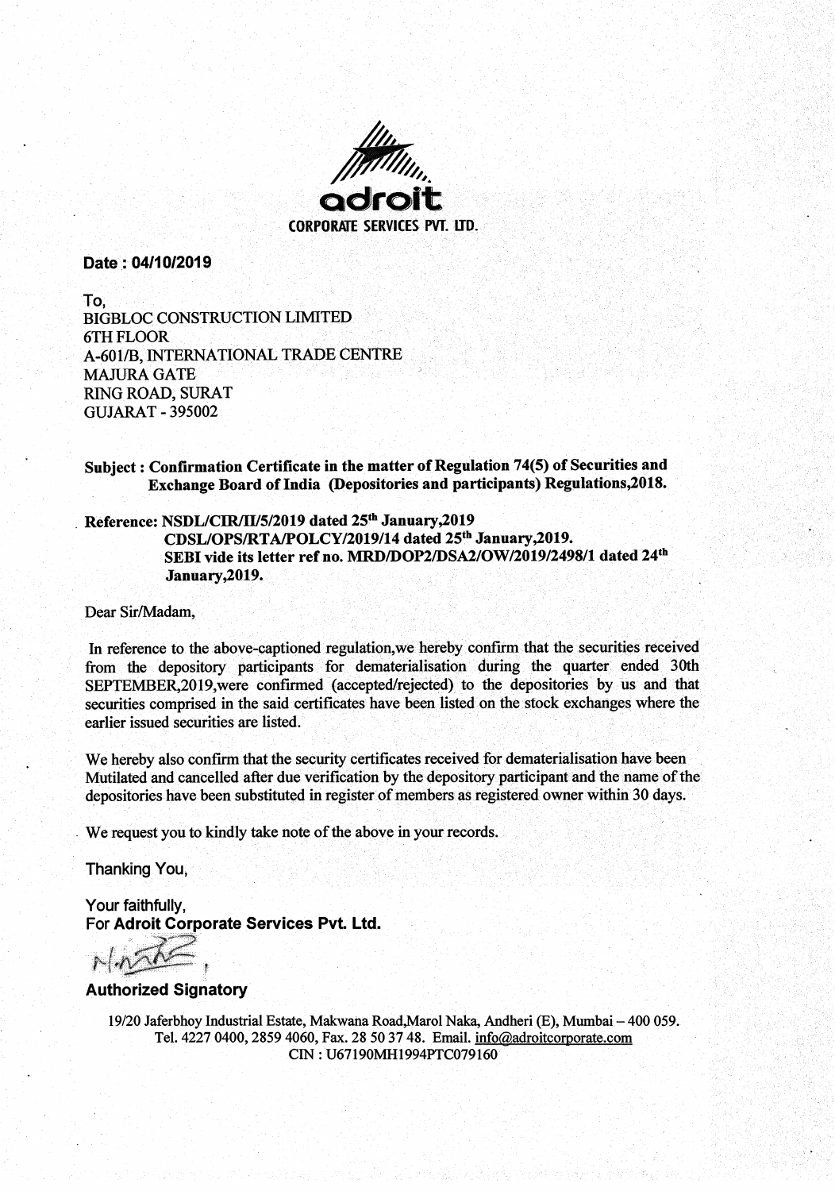adroit

CORPORATE SERVICES PVT. LTD.

**Date : 04/10/2019**

To,
BIGBLOC CONSTRUCTION LIMITED
6TH FLOOR
A-601/B, INTERNATIONAL TRADE CENTRE
MAJURA GATE
RING ROAD, SURAT
GUJARAT - 395002

**Subject : Confirmation Certificate in the matter of Regulation 74(5) of Securities and Exchange Board of India (Depositories and participants) Regulations,2018.**

**Reference: NSDL/CIR/II/5/2019 dated 25th January,2019**
**CDSL/OPS/RTA/POLCY/2019/14 dated 25th January,2019.**
**SEBI vide its letter ref no. MRD/DOP2/DSA2/OW/2019/2498/1 dated 24th January,2019.**

Dear Sir/Madam,

In reference to the above-captioned regulation,we hereby confirm that the securities received from the depository participants for dematerialisation during the quarter ended 30th SEPTEMBER,2019,were confirmed (accepted/rejected) to the depositories by us and that securities comprised in the said certificates have been listed on the stock exchanges where the earlier issued securities are listed.

We hereby also confirm that the security certificates received for dematerialisation have been Mutilated and cancelled after due verification by the depository participant and the name of the depositories have been substituted in register of members as registered owner within 30 days.

We request you to kindly take note of the above in your records.

Thanking You,

Your faithfully,
For **Adroit Corporate Services Pvt. Ltd.**

**Authorized Signatory**

19/20 Jaferbhoy Industrial Estate, Makwana Road,Marol Naka, Andheri (E), Mumbai – 400 059.
Tel. 4227 0400, 2859 4060, Fax. 28 50 37 48. Email. info@adroitcorporate.com
CIN : U67190MH1994PTC079160